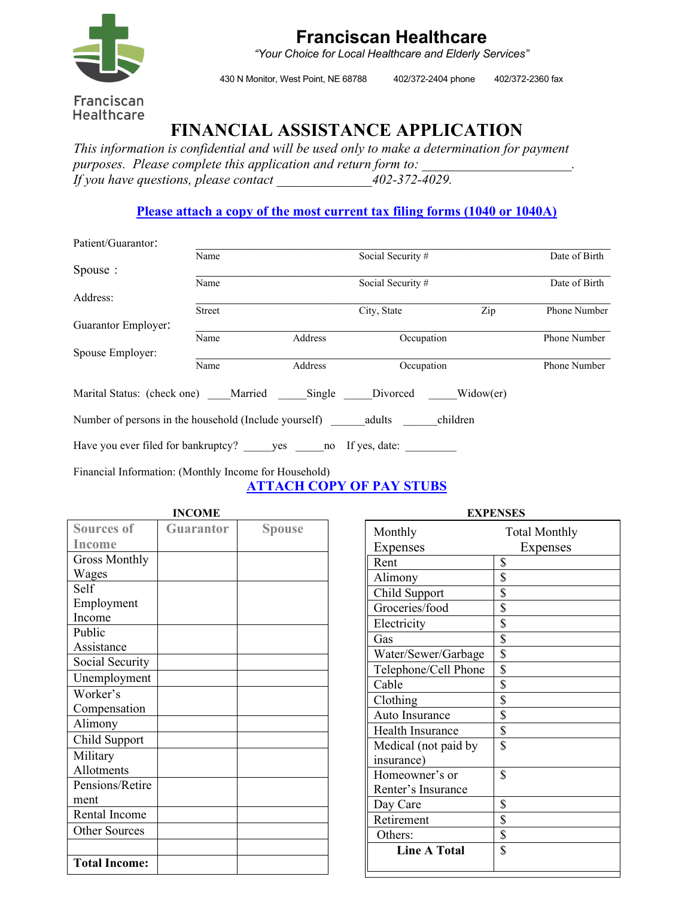# Franciscan Healthcare

*"Your Choice for Local Healthcare and Elderly Services"*

430 N Monitor, West Point, NE 68788     402/372-2404 phone     402/372-2360 fax

Franciscan Healthcare

# FINANCIAL ASSISTANCE APPLICATION

*This information is confidential and will be used only to make a determination for payment purposes. Please complete this application and return form to: ______________________.*
*If you have questions, please contact ______________402-372-4029.*

**Please attach a copy of the most current tax filing forms (1040 or 1040A)**

Patient/Guarantor: ________________________________________________
Name     Social Security #     Date of Birth

Spouse : ________________________________________________
Name     Social Security #     Date of Birth

Address: ________________________________________________
Street     City, State     Zip     Phone Number

Guarantor Employer: ________________________________________________
Name     Address     Occupation     Phone Number

Spouse Employer: ________________________________________________
Name     Address     Occupation     Phone Number

Marital Status: (check one) ____Married _____Single _____Divorced _____Widow(er)

Number of persons in the household (Include yourself) ______adults ______children

Have you ever filed for bankruptcy? _____yes _____no If yes, date: _________

Financial Information: (Monthly Income for Household)

**ATTACH COPY OF PAY STUBS**

**INCOME**

| Sources of Income | Guarantor | Spouse |
|---|---|---|
| Gross Monthly Wages | | |
| Self Employment Income | | |
| Public Assistance | | |
| Social Security | | |
| Unemployment | | |
| Worker's Compensation | | |
| Alimony | | |
| Child Support | | |
| Military Allotments | | |
| Pensions/Retirement | | |
| Rental Income | | |
| Other Sources | | |
| | | |
| **Total Income:** | | |

**EXPENSES**

| Monthly Expenses | Total Monthly Expenses |
|---|---|
| Rent | $ |
| Alimony | $ |
| Child Support | $ |
| Groceries/food | $ |
| Electricity | $ |
| Gas | $ |
| Water/Sewer/Garbage | $ |
| Telephone/Cell Phone | $ |
| Cable | $ |
| Clothing | $ |
| Auto Insurance | $ |
| Health Insurance | $ |
| Medical (not paid by insurance) | $ |
| Homeowner's or Renter's Insurance | $ |
| Day Care | $ |
| Retirement | $ |
| Others: | $ |
| **Line A Total** | $ |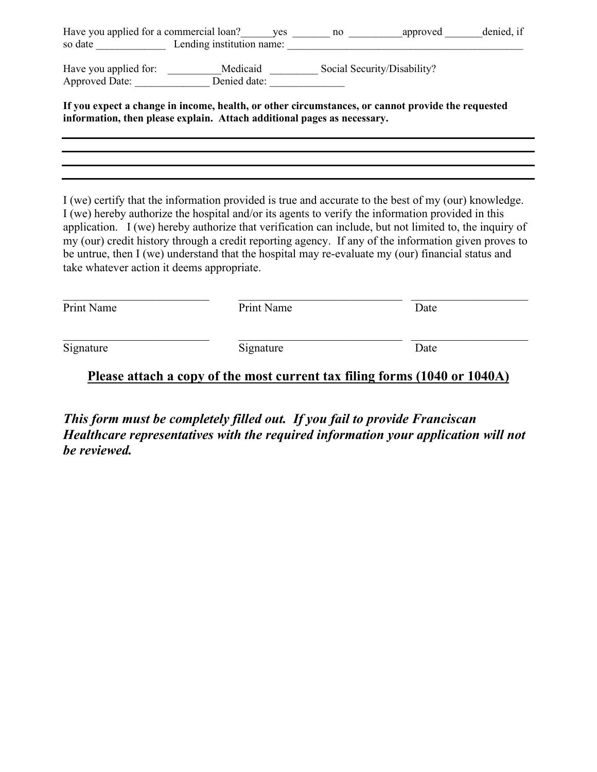Have you applied for a commercial loan?______yes _______ no __________approved _______denied, if so date _____________ Lending institution name: _______________________________________________

Have you applied for: __________Medicaid _________ Social Security/Disability?
Approved Date: ______________ Denied date: ______________

**If you expect a change in income, health, or other circumstances, or cannot provide the requested information, then please explain. Attach additional pages as necessary.**

_______________________________________________________________________________

_______________________________________________________________________________

_______________________________________________________________________________

_______________________________________________________________________________

I (we) certify that the information provided is true and accurate to the best of my (our) knowledge. I (we) hereby authorize the hospital and/or its agents to verify the information provided in this application. I (we) hereby authorize that verification can include, but not limited to, the inquiry of my (our) credit history through a credit reporting agency. If any of the information given proves to be untrue, then I (we) understand that the hospital may re-evaluate my (our) financial status and take whatever action it deems appropriate.

| | | |
|---|---|---|
| __________________________ | ____________________________ | ____________________ |
| Print Name | Print Name | Date |
| __________________________ | ____________________________ | ____________________ |
| Signature | Signature | Date |

**<u>Please attach a copy of the most current tax filing forms (1040 or 1040A)</u>**

***This form must be completely filled out. If you fail to provide Franciscan Healthcare representatives with the required information your application will not be reviewed.***